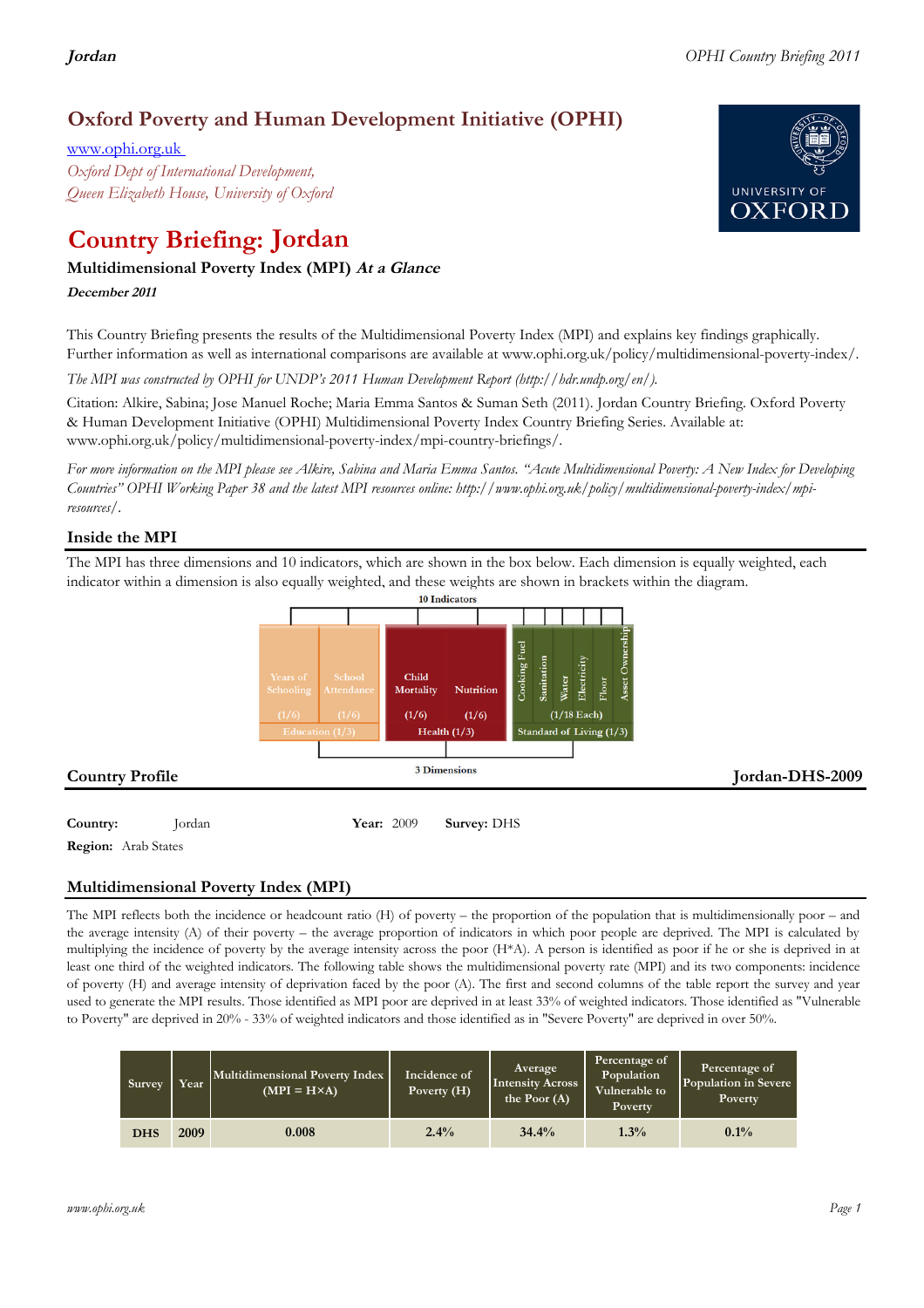## Oxford Poverty and Human Development Initiative (OPHI)

www.ophi.org.uk

*Oxford Dept of International Development, Queen Elizabeth House, University of Oxford*

# Country Briefing: Jordan

### Multidimensional Poverty Index (MPI) *At a Glance*

***December 2011***

This Country Briefing presents the results of the Multidimensional Poverty Index (MPI) and explains key findings graphically. Further information as well as international comparisons are available at www.ophi.org.uk/policy/multidimensional-poverty-index/.

*The MPI was constructed by OPHI for UNDP's 2011 Human Development Report (http://hdr.undp.org/en/).*

Citation: Alkire, Sabina; Jose Manuel Roche; Maria Emma Santos & Suman Seth (2011). Jordan Country Briefing. Oxford Poverty & Human Development Initiative (OPHI) Multidimensional Poverty Index Country Briefing Series. Available at: www.ophi.org.uk/policy/multidimensional-poverty-index/mpi-country-briefings/.

*For more information on the MPI please see Alkire, Sabina and Maria Emma Santos. "Acute Multidimensional Poverty: A New Index for Developing Countries" OPHI Working Paper 38 and the latest MPI resources online: http://www.ophi.org.uk/policy/multidimensional-poverty-index/mpi-resources/.*

## Inside the MPI

The MPI has three dimensions and 10 indicators, which are shown in the box below. Each dimension is equally weighted, each indicator within a dimension is also equally weighted, and these weights are shown in brackets within the diagram.

10 Indicators

- Education (1/3): Years of Schooling (1/6), School Attendance (1/6)
- Health (1/3): Child Mortality (1/6), Nutrition (1/6)
- Standard of Living (1/3): Cooking Fuel, Sanitation, Water, Electricity, Floor, Asset Ownership (1/18 Each)

3 Dimensions

## Country Profile

**Jordan-DHS-2009**

**Country:** Jordan **Year:** 2009 **Survey:** DHS

**Region:** Arab States

## Multidimensional Poverty Index (MPI)

The MPI reflects both the incidence or headcount ratio (H) of poverty – the proportion of the population that is multidimensionally poor – and the average intensity (A) of their poverty – the average proportion of indicators in which poor people are deprived. The MPI is calculated by multiplying the incidence of poverty by the average intensity across the poor (H*A). A person is identified as poor if he or she is deprived in at least one third of the weighted indicators. The following table shows the multidimensional poverty rate (MPI) and its two components: incidence of poverty (H) and average intensity of deprivation faced by the poor (A). The first and second columns of the table report the survey and year used to generate the MPI results. Those identified as MPI poor are deprived in at least 33% of weighted indicators. Those identified as "Vulnerable to Poverty" are deprived in 20% - 33% of weighted indicators and those identified as in "Severe Poverty" are deprived in over 50%.

| Survey | Year | Multidimensional Poverty Index (MPI = H×A) | Incidence of Poverty (H) | Average Intensity Across the Poor (A) | Percentage of Population Vulnerable to Poverty | Percentage of Population in Severe Poverty |
|---|---|---|---|---|---|---|
| DHS | 2009 | 0.008 | 2.4% | 34.4% | 1.3% | 0.1% |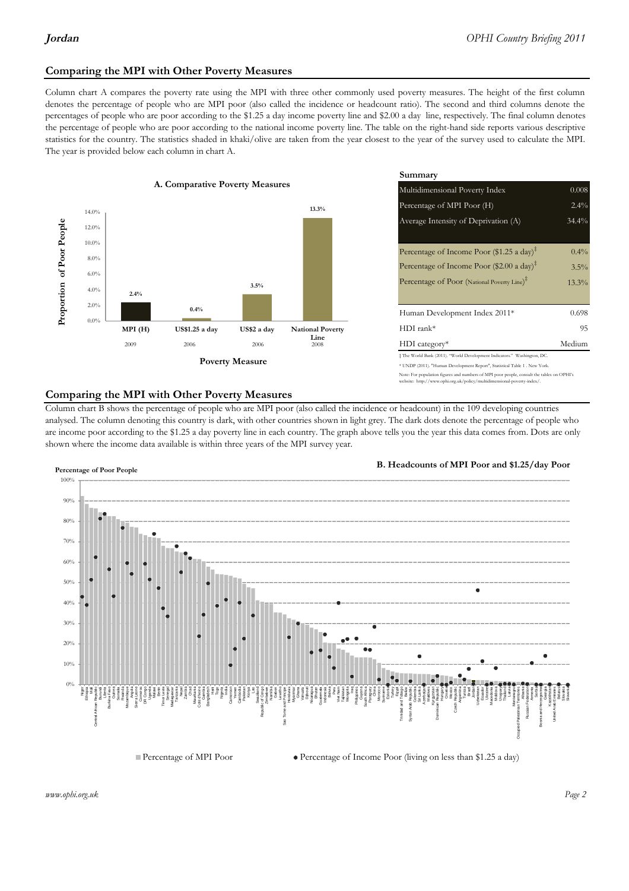## Comparing the MPI with Other Poverty Measures

Column chart A compares the poverty rate using the MPI with three other commonly used poverty measures. The height of the first column denotes the percentage of people who are MPI poor (also called the incidence or headcount ratio). The second and third columns denote the percentages of people who are poor according to the $1.25 a day income poverty line and $2.00 a day line, respectively. The final column denotes the percentage of people who are poor according to the national income poverty line. The table on the right-hand side reports various descriptive statistics for the country. The statistics shaded in khaki/olive are taken from the year closest to the year of the survey used to calculate the MPI. The year is provided below each column in chart A.

**A. Comparative Poverty Measures**

| Poverty Measure | Proportion of Poor People | Year |
|---|---|---|
| MPI (H) | 2.4% | 2009 |
| US$1.25 a day | 0.4% | 2006 |
| US$2 a day | 3.5% | 2006 |
| National Poverty Line | 13.3% | 2008 |

**Summary**

| | |
|---|---|
| Multidimensional Poverty Index | 0.008 |
| Percentage of MPI Poor (H) | 2.4% |
| Average Intensity of Deprivation (A) | 34.4% |
| Percentage of Income Poor ($1.25 a day)‡ | 0.4% |
| Percentage of Income Poor ($2.00 a day)‡ | 3.5% |
| Percentage of Poor (National Poverty Line)‡ | 13.3% |
| Human Development Index 2011* | 0.698 |
| HDI rank* | 95 |
| HDI category* | Medium |

‡ The World Bank (2011). "World Development Indicators." Washington, DC.

\* UNDP (2011). "Human Development Report", Statistical Table 1 . New York.

Note: For population figures and numbers of MPI poor people, consult the tables on OPHI's website: http://www.ophi.org.uk/policy/multidimensional-poverty-index/.

## Comparing the MPI with Other Poverty Measures

Column chart B shows the percentage of people who are MPI poor (also called the incidence or headcount) in the 109 developing countries analysed. The column denoting this country is dark, with other countries shown in light grey. The dark dots denote the percentage of people who are income poor according to the $1.25 a day poverty line in each country. The graph above tells you the year this data comes from. Dots are only shown where the income data available is within three years of the MPI survey year.

**B. Headcounts of MPI Poor and $1.25/day Poor**

Percentage of Poor People

Niger, Ethiopia, Mali, Central African Republic, Burundi, Liberia, Burkina Faso, Guinea, Somalia, Rwanda, Mozambique, Angola, Sierra Leone, Comoros, DR Congo, Uganda, Malawi, Benin, Timor-Leste, Senegal, Madagascar, Tanzania, Nepal, Zambia, Chad, Mauritania, Cote d'Ivoire, Gambia, Bangladesh, Haiti, Togo, Nigeria, India, Cameroon, Yemen, Cambodia, Pakistan, Kenya, Lao, Swaziland, Republic of Congo, Zimbabwe, Namibia, Gabon, Lesotho, Sao Tome and Principe, Honduras, Myanmar, Ghana, Vanuatu, Djibouti, Nicaragua, Bhutan, Guatemala, Indonesia, Bolivia, Peru, Viet Nam, Tajikistan, Mongolia, Iraq, Philippines, Guyana, South Africa, Paraguay, China, Morocco, Suriname, Estonia, Turkey, Egypt, Belize, Trinidad and Tobago, Syrian Arab Republic, Colombia, Sri Lanka, Azerbaijan, Maldives, Kyrgyzstan, Dominican Republic, Hungary, Croatia, Mexico, Czech Republic, Argentina, Tunisia, Brazil, Jordan, Uzbekistan, Ecuador, Ukraine, Macedonia, Moldova, Uruguay, Thailand, Latvia, Montenegro, Occupied Palestinian Territories, Albania, Russian Federation, Armenia, Serbia, Bosnia and Herzegovina, Georgia, Kazakhstan, United Arab Emirates, Belarus, Slovakia, Slovenia

■ Percentage of MPI Poor ● Percentage of Income Poor (living on less than $1.25 a day)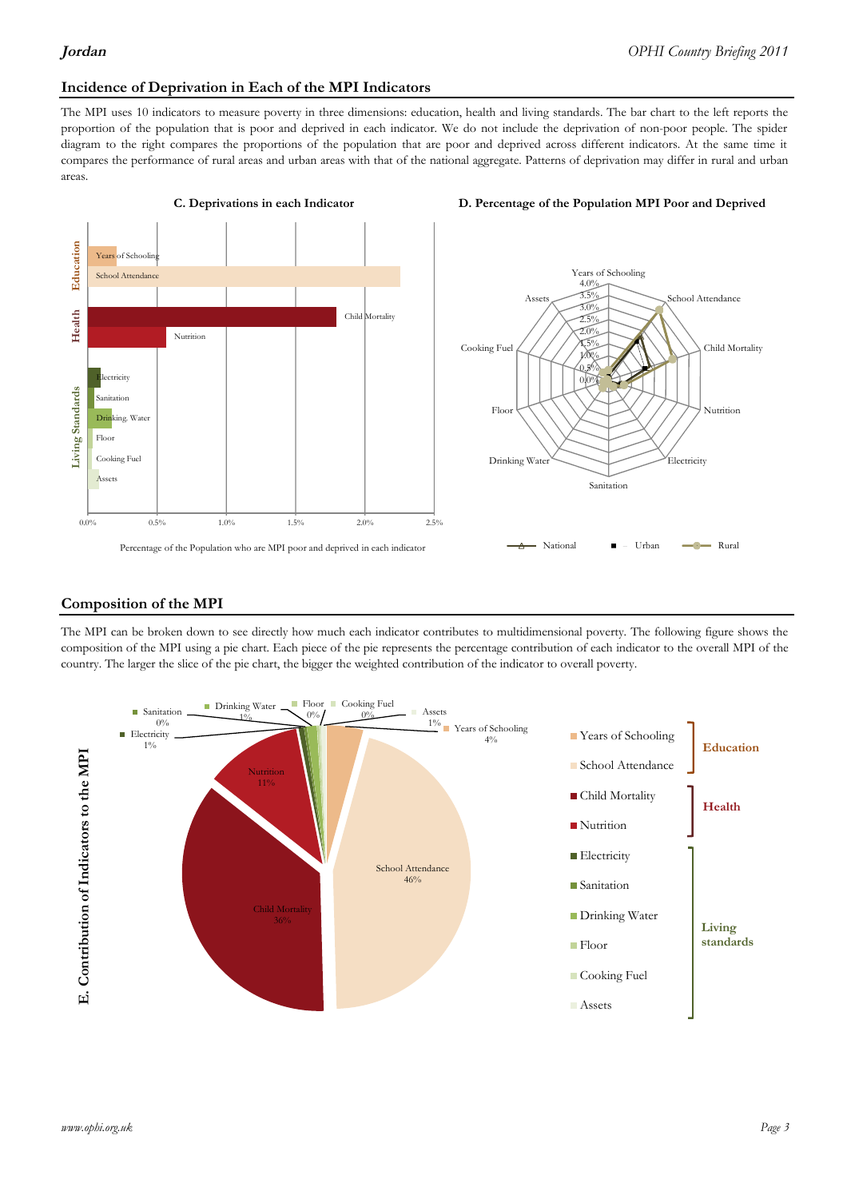## Incidence of Deprivation in Each of the MPI Indicators

The MPI uses 10 indicators to measure poverty in three dimensions: education, health and living standards. The bar chart to the left reports the proportion of the population that is poor and deprived in each indicator. We do not include the deprivation of non-poor people. The spider diagram to the right compares the proportions of the population that are poor and deprived across different indicators. At the same time it compares the performance of rural areas and urban areas with that of the national aggregate. Patterns of deprivation may differ in rural and urban areas.

**C. Deprivations in each Indicator**

Percentage of the Population who are MPI poor and deprived in each indicator

**D. Percentage of the Population MPI Poor and Deprived**

National — Urban — Rural

## Composition of the MPI

The MPI can be broken down to see directly how much each indicator contributes to multidimensional poverty. The following figure shows the composition of the MPI using a pie chart. Each piece of the pie represents the percentage contribution of each indicator to the overall MPI of the country. The larger the slice of the pie chart, the bigger the weighted contribution of the indicator to overall poverty.

**E. Contribution of Indicators to the MPI**

| Dimension | Indicator | Contribution |
|---|---|---|
| Education | Years of Schooling | 4% |
| Education | School Attendance | 46% |
| Health | Child Mortality | 36% |
| Health | Nutrition | 11% |
| Living standards | Electricity | 1% |
| Living standards | Sanitation | 0% |
| Living standards | Drinking Water | 1% |
| Living standards | Floor | 0% |
| Living standards | Cooking Fuel | 0% |
| Living standards | Assets | 1% |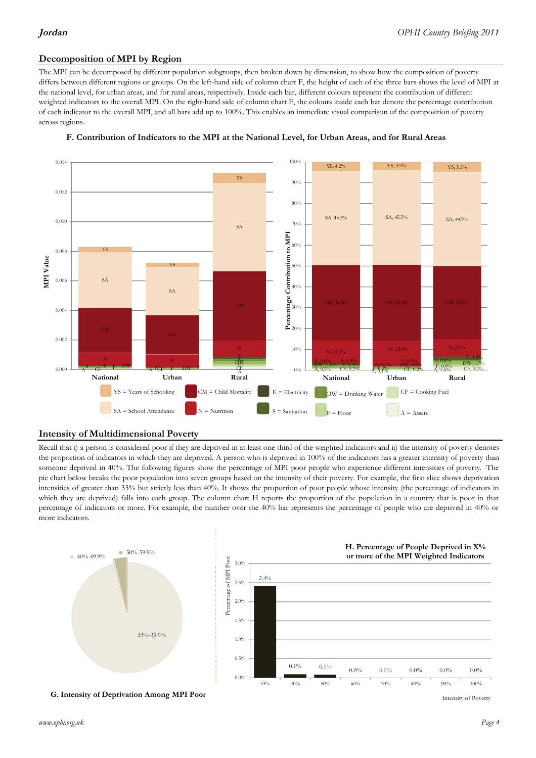## Decomposition of MPI by Region

The MPI can be decomposed by different population subgroups, then broken down by dimension, to show how the composition of poverty differs between different regions or groups. On the left-hand side of column chart F, the height of each of the three bars shows the level of MPI at the national level, for urban areas, and for rural areas, respectively. Inside each bar, different colours represent the contribution of different weighted indicators to the overall MPI. On the right-hand side of column chart F, the colours inside each bar denote the percentage contribution of each indicator to the overall MPI, and all bars add up to 100%. This enables an immediate visual comparison of the composition of poverty across regions.

**F. Contribution of Indicators to the MPI at the National Level, for Urban Areas, and for Rural Areas**

| Indicator | National | Urban | Rural |
|---|---|---|---|
| YS | 4.2% | 3.9% | 5.1% |
| SA | 45.3% | 45.5% | 44.9% |
| CM | 36.0% | 36.4% | 35.0% |
| N | 11.3% | 12.4% | 8.5% |
| E | 0.6% | 0.3% | 1.4% |
| S | 0.3% | 0.2% | 0.6% |
| DW | 1.1% | 0.9% | 1.7% |
| F | 0.3% | 0.0% | 0.9% |
| CF | 0.2% | 0.2% | 0.2% |
| A | 0.5% | 0.1% | 1.6% |

YS = Years of Schooling; CM = Child Mortality; E = Electricity; DW = Drinking Water; CF = Cooking Fuel; SA = School Attendance; N = Nutrition; S = Sanitation; F = Floor; A = Assets

## Intensity of Multidimensional Poverty

Recall that i) a person is considered poor if they are deprived in at least one third of the weighted indicators and ii) the intensity of poverty denotes the proportion of indicators in which they are deprived. A person who is deprived in 100% of the indicators has a greater intensity of poverty than someone deprived in 40%. The following figures show the percentage of MPI poor people who experience different intensities of poverty. The pie chart below breaks the poor population into seven groups based on the intensity of their poverty. For example, the first slice shows deprivation intensities of greater than 33% but strictly less than 40%. It shows the proportion of poor people whose intensity (the percentage of indicators in which they are deprived) falls into each group. The column chart H reports the proportion of the population in a country that is poor in that percentage of indicators or more. For example, the number over the 40% bar represents the percentage of people who are deprived in 40% or more indicators.

**G. Intensity of Deprivation Among MPI Poor**

Slices: 33%-39.9%; 40%-49.9%; 50%-59.9%

**H. Percentage of People Deprived in X% or more of the MPI Weighted Indicators**

| Intensity of Poverty | 33% | 40% | 50% | 60% | 70% | 80% | 90% | 100% |
|---|---|---|---|---|---|---|---|---|
| Percentage of MPI Poor | 2.4% | 0.1% | 0.1% | 0.0% | 0.0% | 0.0% | 0.0% | 0.0% |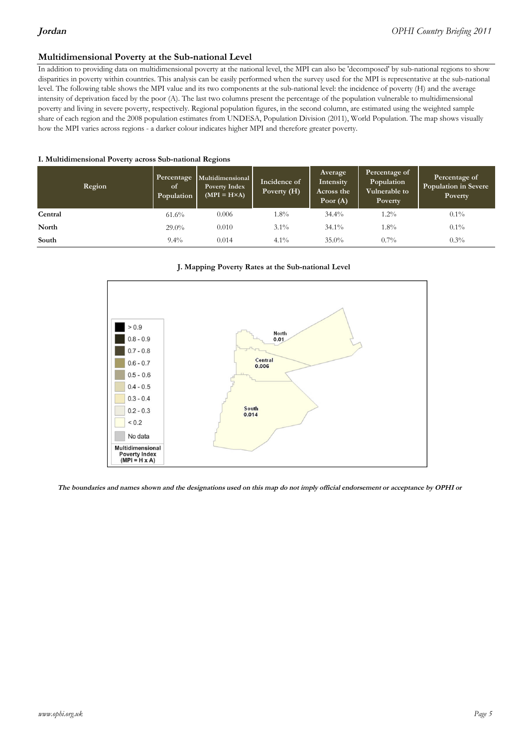## Multidimensional Poverty at the Sub-national Level

In addition to providing data on multidimensional poverty at the national level, the MPI can also be 'decomposed' by sub-national regions to show disparities in poverty within countries. This analysis can be easily performed when the survey used for the MPI is representative at the sub-national level. The following table shows the MPI value and its two components at the sub-national level: the incidence of poverty (H) and the average intensity of deprivation faced by the poor (A). The last two columns present the percentage of the population vulnerable to multidimensional poverty and living in severe poverty, respectively. Regional population figures, in the second column, are estimated using the weighted sample share of each region and the 2008 population estimates from UNDESA, Population Division (2011), World Population. The map shows visually how the MPI varies across regions - a darker colour indicates higher MPI and therefore greater poverty.

**I. Multidimensional Poverty across Sub-national Regions**

| Region | Percentage of Population | Multidimensional Poverty Index (MPI = H×A) | Incidence of Poverty (H) | Average Intensity Across the Poor (A) | Percentage of Population Vulnerable to Poverty | Percentage of Population in Severe Poverty |
|---|---|---|---|---|---|---|
| **Central** | 61.6% | 0.006 | 1.8% | 34.4% | 1.2% | 0.1% |
| **North** | 29.0% | 0.010 | 3.1% | 34.1% | 1.8% | 0.1% |
| **South** | 9.4% | 0.014 | 4.1% | 35.0% | 0.7% | 0.3% |

**J. Mapping Poverty Rates at the Sub-national Level**

| Multidimensional Poverty Index (MPI = H x A) |
|---|
| > 0.9 |
| 0.8 - 0.9 |
| 0.7 - 0.8 |
| 0.6 - 0.7 |
| 0.5 - 0.6 |
| 0.4 - 0.5 |
| 0.3 - 0.4 |
| 0.2 - 0.3 |
| < 0.2 |
| No data |

North 0.01

Central 0.006

South 0.014

**The boundaries and names shown and the designations used on this map do not imply official endorsement or acceptance by OPHI or**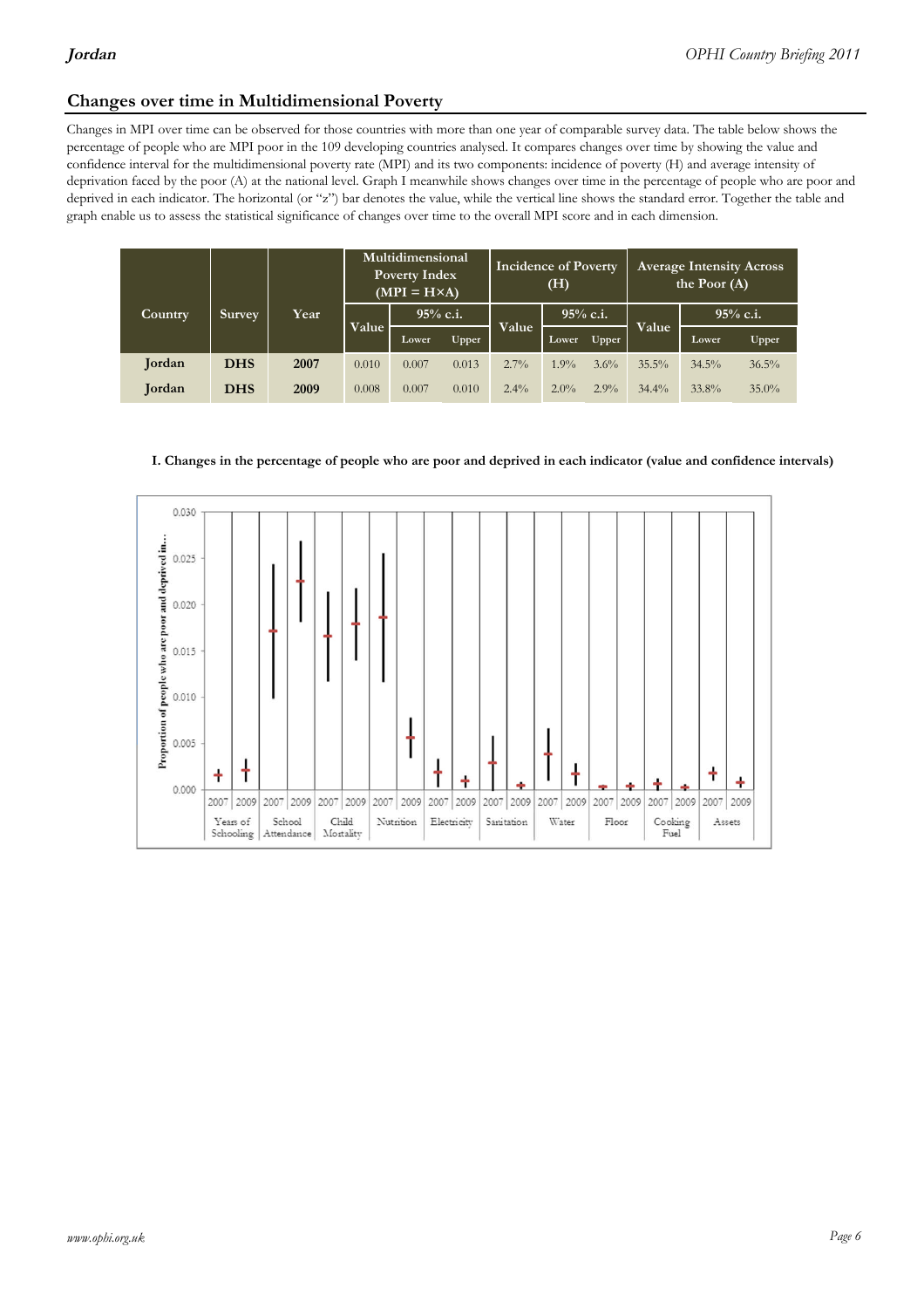## Changes over time in Multidimensional Poverty

Changes in MPI over time can be observed for those countries with more than one year of comparable survey data. The table below shows the percentage of people who are MPI poor in the 109 developing countries analysed. It compares changes over time by showing the value and confidence interval for the multidimensional poverty rate (MPI) and its two components: incidence of poverty (H) and average intensity of deprivation faced by the poor (A) at the national level. Graph I meanwhile shows changes over time in the percentage of people who are poor and deprived in each indicator. The horizontal (or "z") bar denotes the value, while the vertical line shows the standard error. Together the table and graph enable us to assess the statistical significance of changes over time to the overall MPI score and in each dimension.

| Country | Survey | Year | Multidimensional Poverty Index (MPI = H×A) | | | Incidence of Poverty (H) | | | Average Intensity Across the Poor (A) | | |
|---|---|---|---|---|---|---|---|---|---|---|---|
| | | | Value | 95% c.i. | | Value | 95% c.i. | | Value | 95% c.i. | |
| | | | | Lower | Upper | | Lower | Upper | | Lower | Upper |
| Jordan | DHS | 2007 | 0.010 | 0.007 | 0.013 | 2.7% | 1.9% | 3.6% | 35.5% | 34.5% | 36.5% |
| Jordan | DHS | 2009 | 0.008 | 0.007 | 0.010 | 2.4% | 2.0% | 2.9% | 34.4% | 33.8% | 35.0% |

**I. Changes in the percentage of people who are poor and deprived in each indicator (value and confidence intervals)**

Proportion of people who are poor and deprived in...

0.030
0.025
0.020
0.015
0.010
0.005
0.000

2007 2009 2007 2009 2007 2009 2007 2009 2007 2009 2007 2009 2007 2009 2007 2009 2007 2009 2007 2009

Years of Schooling | School Attendance | Child Mortality | Nutrition | Electricity | Sanitation | Water | Floor | Cooking Fuel | Assets